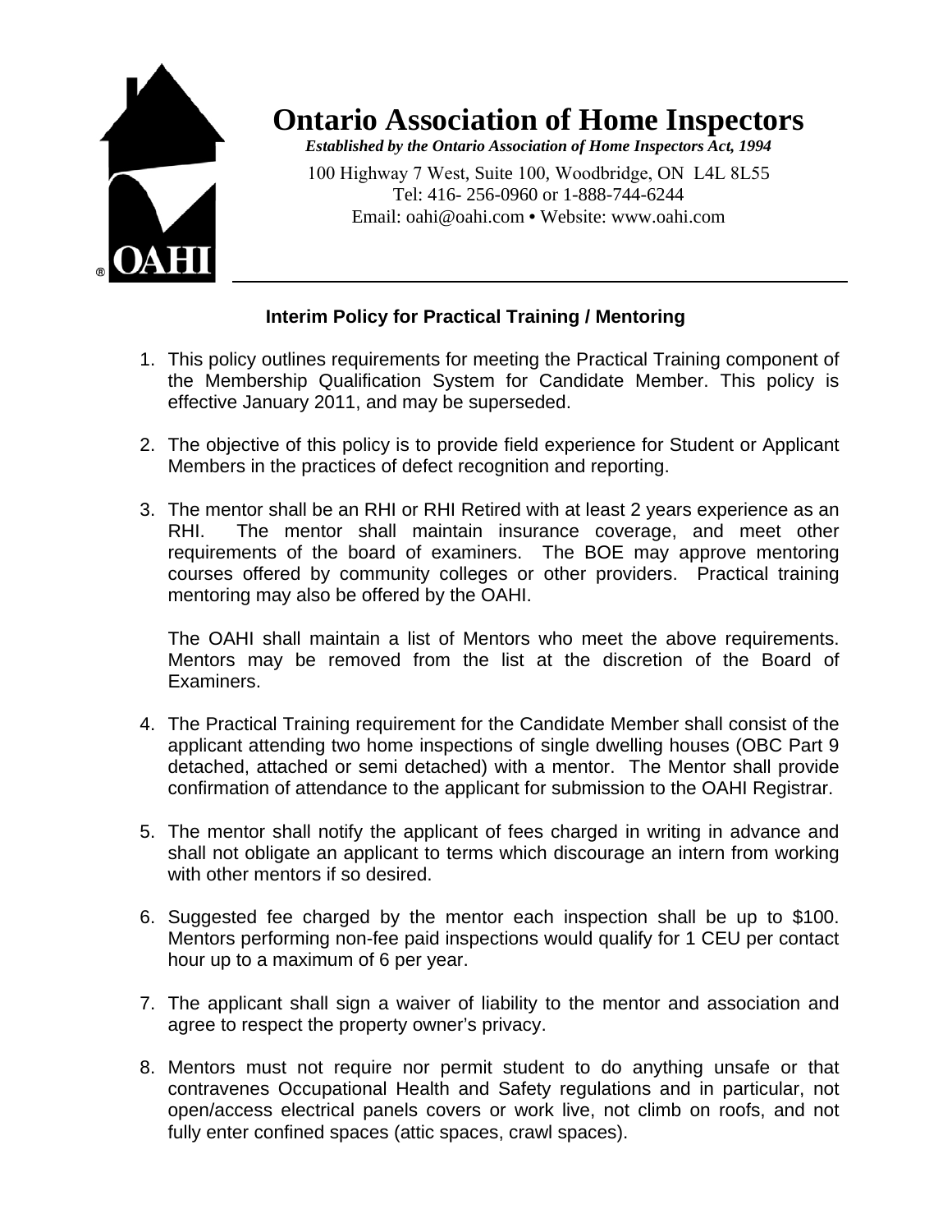# Ontario Association of Home Inspectors

***Established by the Ontario Association of Home Inspectors Act, 1994***

100 Highway 7 West, Suite 100, Woodbridge, ON L4L 8L55
Tel: 416- 256-0960 or 1-888-744-6244
Email: oahi@oahi.com • Website: www.oahi.com

## Interim Policy for Practical Training / Mentoring

1. This policy outlines requirements for meeting the Practical Training component of the Membership Qualification System for Candidate Member. This policy is effective January 2011, and may be superseded.

2. The objective of this policy is to provide field experience for Student or Applicant Members in the practices of defect recognition and reporting.

3. The mentor shall be an RHI or RHI Retired with at least 2 years experience as an RHI. The mentor shall maintain insurance coverage, and meet other requirements of the board of examiners. The BOE may approve mentoring courses offered by community colleges or other providers. Practical training mentoring may also be offered by the OAHI.

   The OAHI shall maintain a list of Mentors who meet the above requirements. Mentors may be removed from the list at the discretion of the Board of Examiners.

4. The Practical Training requirement for the Candidate Member shall consist of the applicant attending two home inspections of single dwelling houses (OBC Part 9 detached, attached or semi detached) with a mentor. The Mentor shall provide confirmation of attendance to the applicant for submission to the OAHI Registrar.

5. The mentor shall notify the applicant of fees charged in writing in advance and shall not obligate an applicant to terms which discourage an intern from working with other mentors if so desired.

6. Suggested fee charged by the mentor each inspection shall be up to $100. Mentors performing non-fee paid inspections would qualify for 1 CEU per contact hour up to a maximum of 6 per year.

7. The applicant shall sign a waiver of liability to the mentor and association and agree to respect the property owner's privacy.

8. Mentors must not require nor permit student to do anything unsafe or that contravenes Occupational Health and Safety regulations and in particular, not open/access electrical panels covers or work live, not climb on roofs, and not fully enter confined spaces (attic spaces, crawl spaces).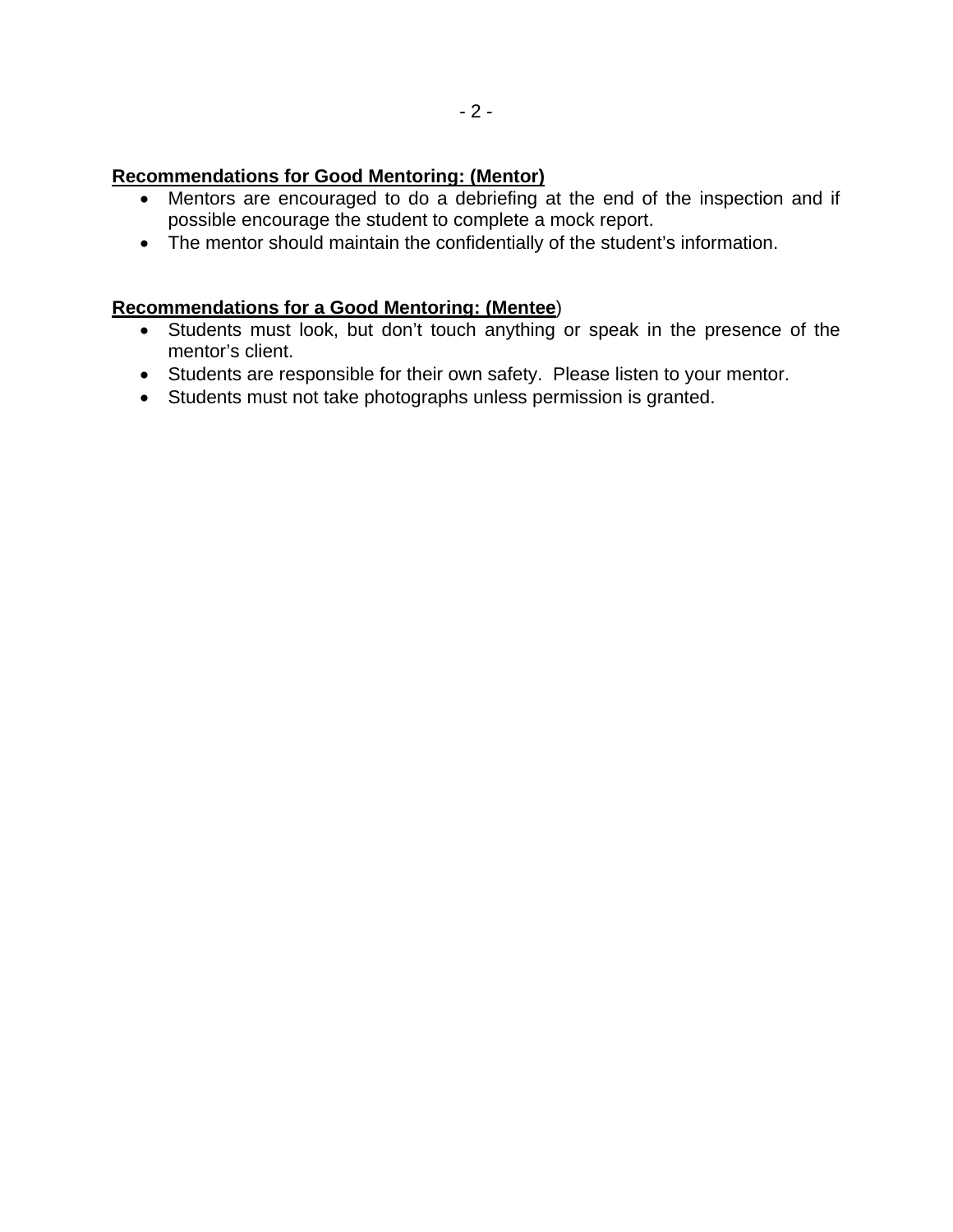**Recommendations for Good Mentoring: (Mentor)**

- Mentors are encouraged to do a debriefing at the end of the inspection and if possible encourage the student to complete a mock report.
- The mentor should maintain the confidentially of the student's information.

**Recommendations for a Good Mentoring: (Mentee)**

- Students must look, but don't touch anything or speak in the presence of the mentor's client.
- Students are responsible for their own safety. Please listen to your mentor.
- Students must not take photographs unless permission is granted.